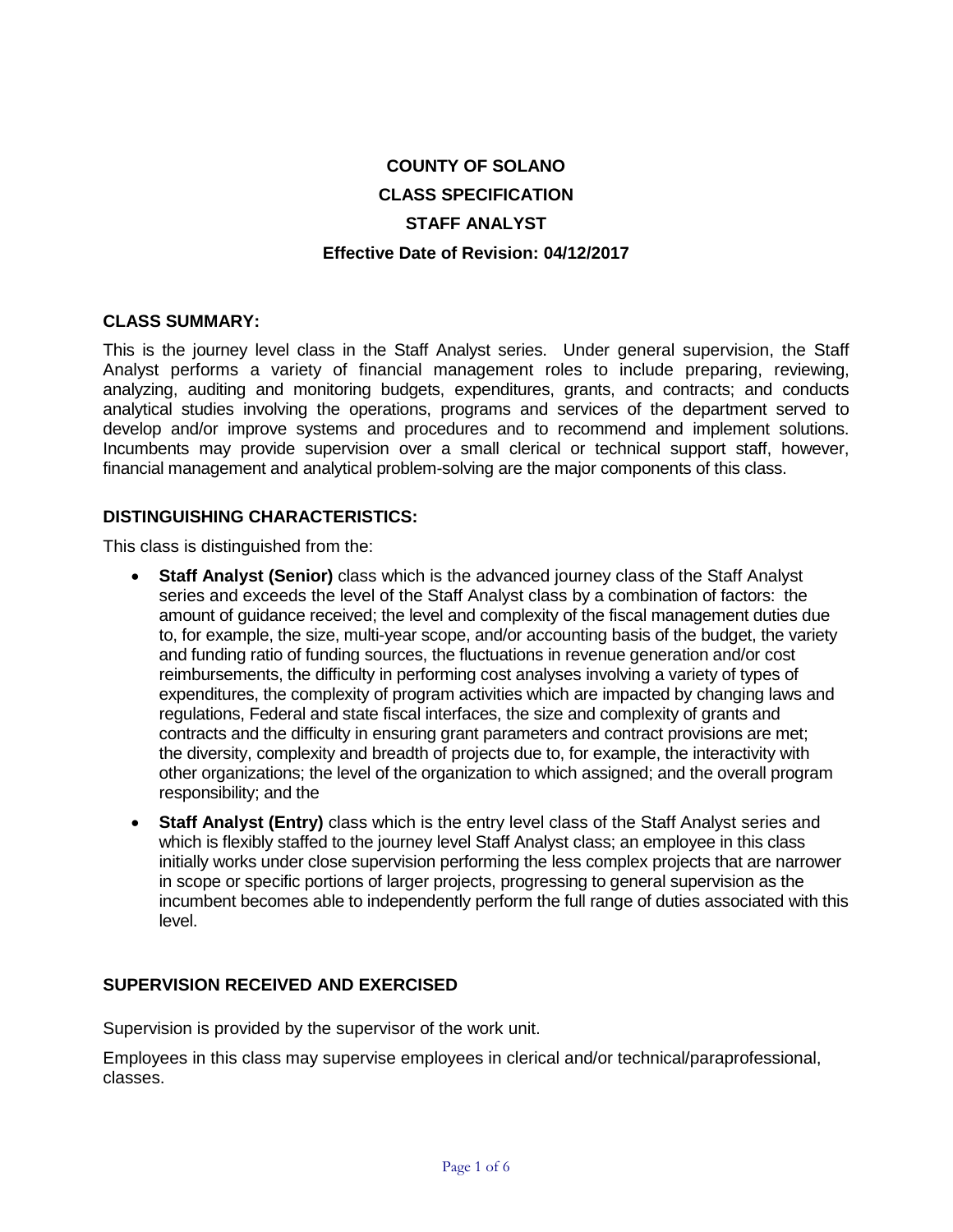# COUNTY OF SOLANO
## CLASS SPECIFICATION
## STAFF ANALYST
**Effective Date of Revision: 04/12/2017**

### CLASS SUMMARY:

This is the journey level class in the Staff Analyst series. Under general supervision, the Staff Analyst performs a variety of financial management roles to include preparing, reviewing, analyzing, auditing and monitoring budgets, expenditures, grants, and contracts; and conducts analytical studies involving the operations, programs and services of the department served to develop and/or improve systems and procedures and to recommend and implement solutions. Incumbents may provide supervision over a small clerical or technical support staff, however, financial management and analytical problem-solving are the major components of this class.

### DISTINGUISHING CHARACTERISTICS:

This class is distinguished from the:

- **Staff Analyst (Senior)** class which is the advanced journey class of the Staff Analyst series and exceeds the level of the Staff Analyst class by a combination of factors: the amount of guidance received; the level and complexity of the fiscal management duties due to, for example, the size, multi-year scope, and/or accounting basis of the budget, the variety and funding ratio of funding sources, the fluctuations in revenue generation and/or cost reimbursements, the difficulty in performing cost analyses involving a variety of types of expenditures, the complexity of program activities which are impacted by changing laws and regulations, Federal and state fiscal interfaces, the size and complexity of grants and contracts and the difficulty in ensuring grant parameters and contract provisions are met; the diversity, complexity and breadth of projects due to, for example, the interactivity with other organizations; the level of the organization to which assigned; and the overall program responsibility; and the
- **Staff Analyst (Entry)** class which is the entry level class of the Staff Analyst series and which is flexibly staffed to the journey level Staff Analyst class; an employee in this class initially works under close supervision performing the less complex projects that are narrower in scope or specific portions of larger projects, progressing to general supervision as the incumbent becomes able to independently perform the full range of duties associated with this level.

### SUPERVISION RECEIVED AND EXERCISED

Supervision is provided by the supervisor of the work unit.

Employees in this class may supervise employees in clerical and/or technical/paraprofessional, classes.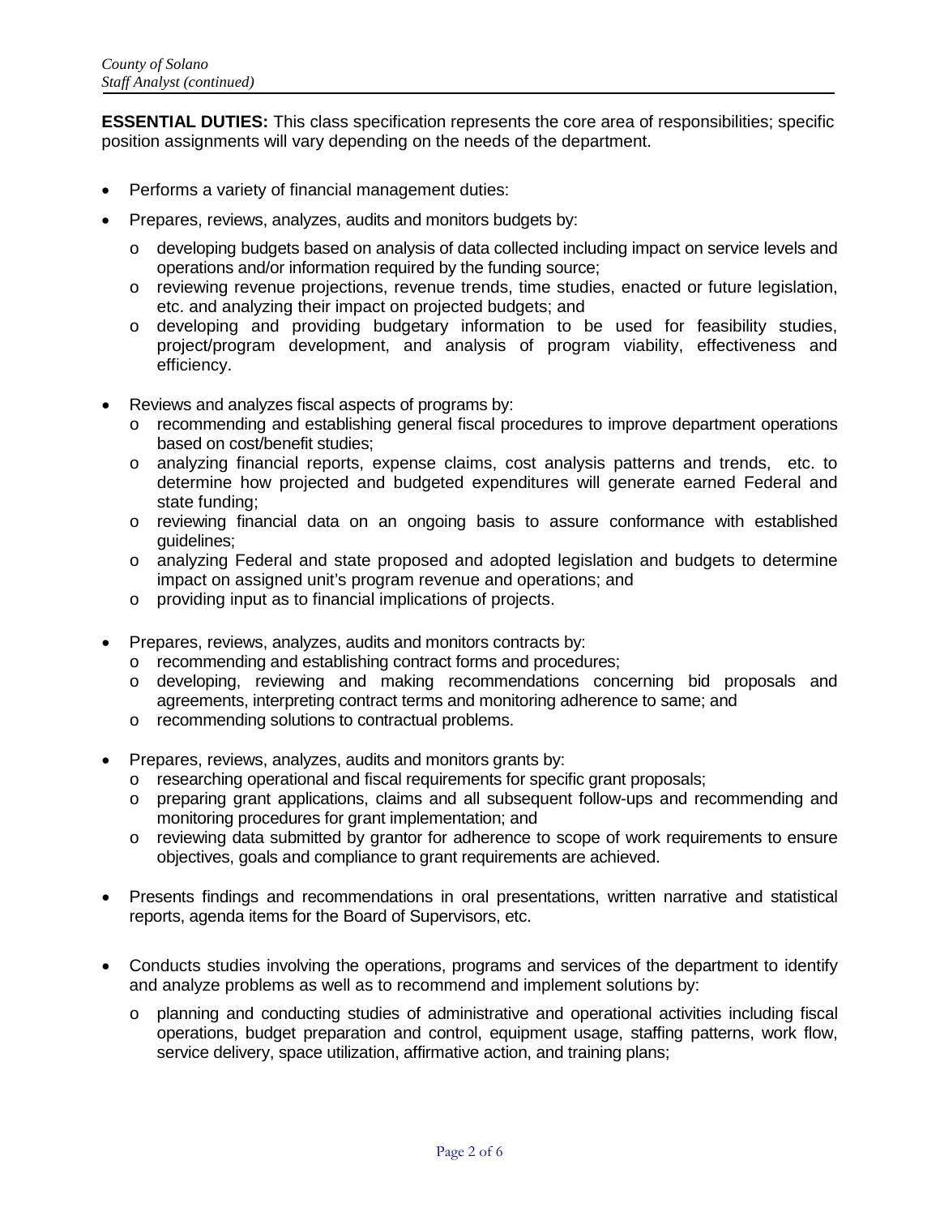**ESSENTIAL DUTIES:** This class specification represents the core area of responsibilities; specific position assignments will vary depending on the needs of the department.

- Performs a variety of financial management duties:
- Prepares, reviews, analyzes, audits and monitors budgets by:
  - developing budgets based on analysis of data collected including impact on service levels and operations and/or information required by the funding source;
  - reviewing revenue projections, revenue trends, time studies, enacted or future legislation, etc. and analyzing their impact on projected budgets; and
  - developing and providing budgetary information to be used for feasibility studies, project/program development, and analysis of program viability, effectiveness and efficiency.
- Reviews and analyzes fiscal aspects of programs by:
  - recommending and establishing general fiscal procedures to improve department operations based on cost/benefit studies;
  - analyzing financial reports, expense claims, cost analysis patterns and trends, etc. to determine how projected and budgeted expenditures will generate earned Federal and state funding;
  - reviewing financial data on an ongoing basis to assure conformance with established guidelines;
  - analyzing Federal and state proposed and adopted legislation and budgets to determine impact on assigned unit's program revenue and operations; and
  - providing input as to financial implications of projects.
- Prepares, reviews, analyzes, audits and monitors contracts by:
  - recommending and establishing contract forms and procedures;
  - developing, reviewing and making recommendations concerning bid proposals and agreements, interpreting contract terms and monitoring adherence to same; and
  - recommending solutions to contractual problems.
- Prepares, reviews, analyzes, audits and monitors grants by:
  - researching operational and fiscal requirements for specific grant proposals;
  - preparing grant applications, claims and all subsequent follow-ups and recommending and monitoring procedures for grant implementation; and
  - reviewing data submitted by grantor for adherence to scope of work requirements to ensure objectives, goals and compliance to grant requirements are achieved.
- Presents findings and recommendations in oral presentations, written narrative and statistical reports, agenda items for the Board of Supervisors, etc.
- Conducts studies involving the operations, programs and services of the department to identify and analyze problems as well as to recommend and implement solutions by:
  - planning and conducting studies of administrative and operational activities including fiscal operations, budget preparation and control, equipment usage, staffing patterns, work flow, service delivery, space utilization, affirmative action, and training plans;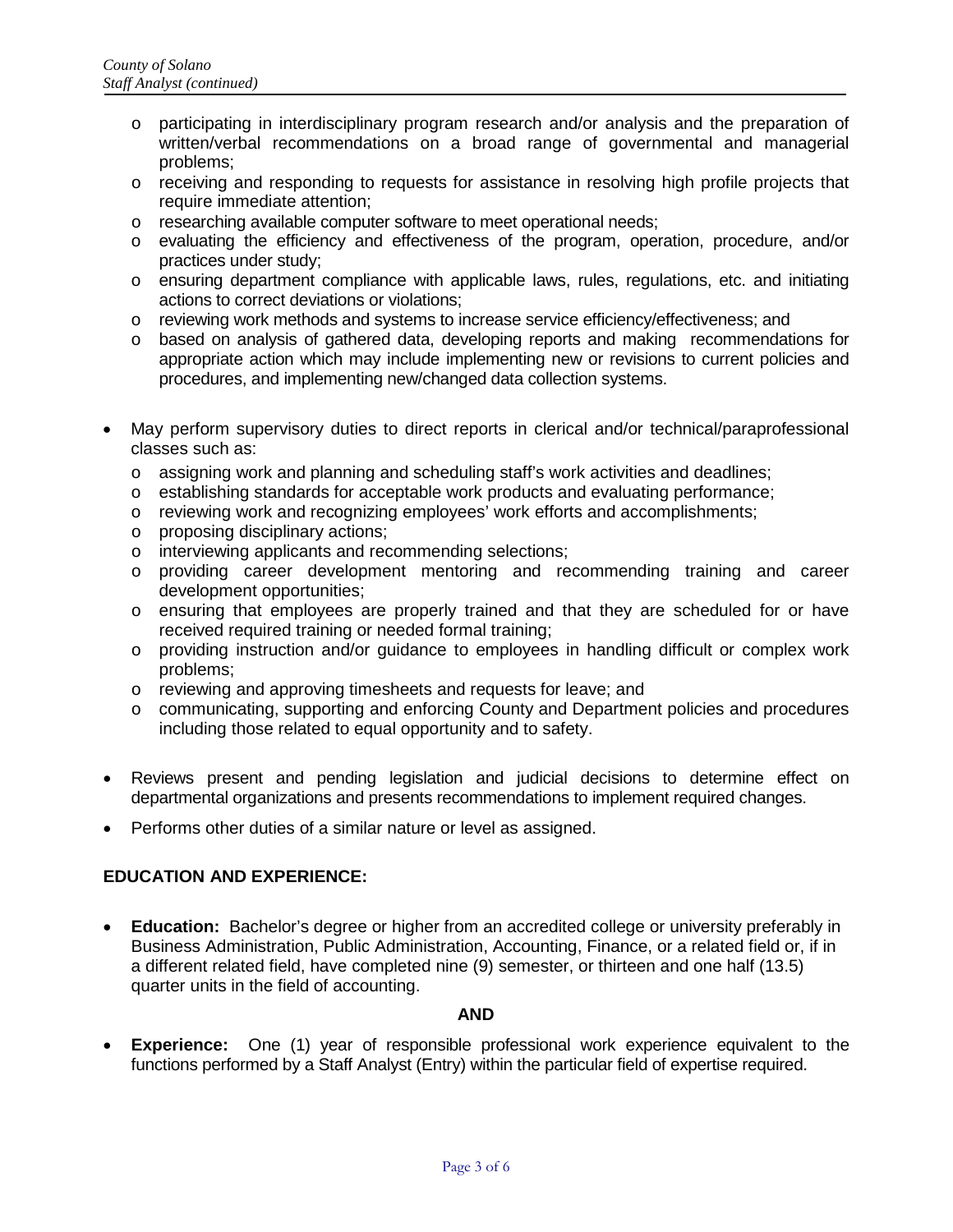- participating in interdisciplinary program research and/or analysis and the preparation of written/verbal recommendations on a broad range of governmental and managerial problems;
  - receiving and responding to requests for assistance in resolving high profile projects that require immediate attention;
  - researching available computer software to meet operational needs;
  - evaluating the efficiency and effectiveness of the program, operation, procedure, and/or practices under study;
  - ensuring department compliance with applicable laws, rules, regulations, etc. and initiating actions to correct deviations or violations;
  - reviewing work methods and systems to increase service efficiency/effectiveness; and
  - based on analysis of gathered data, developing reports and making recommendations for appropriate action which may include implementing new or revisions to current policies and procedures, and implementing new/changed data collection systems.

- May perform supervisory duties to direct reports in clerical and/or technical/paraprofessional classes such as:
  - assigning work and planning and scheduling staff's work activities and deadlines;
  - establishing standards for acceptable work products and evaluating performance;
  - reviewing work and recognizing employees' work efforts and accomplishments;
  - proposing disciplinary actions;
  - interviewing applicants and recommending selections;
  - providing career development mentoring and recommending training and career development opportunities;
  - ensuring that employees are properly trained and that they are scheduled for or have received required training or needed formal training;
  - providing instruction and/or guidance to employees in handling difficult or complex work problems;
  - reviewing and approving timesheets and requests for leave; and
  - communicating, supporting and enforcing County and Department policies and procedures including those related to equal opportunity and to safety.

- Reviews present and pending legislation and judicial decisions to determine effect on departmental organizations and presents recommendations to implement required changes.
- Performs other duties of a similar nature or level as assigned.

## EDUCATION AND EXPERIENCE:

- **Education:** Bachelor's degree or higher from an accredited college or university preferably in Business Administration, Public Administration, Accounting, Finance, or a related field or, if in a different related field, have completed nine (9) semester, or thirteen and one half (13.5) quarter units in the field of accounting.

**AND**

- **Experience:** One (1) year of responsible professional work experience equivalent to the functions performed by a Staff Analyst (Entry) within the particular field of expertise required.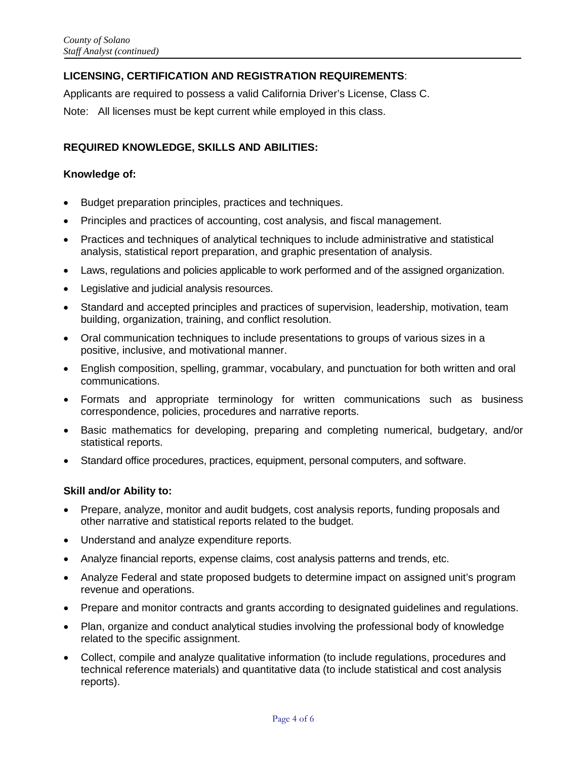**LICENSING, CERTIFICATION AND REGISTRATION REQUIREMENTS**:

Applicants are required to possess a valid California Driver's License, Class C.

Note: All licenses must be kept current while employed in this class.

**REQUIRED KNOWLEDGE, SKILLS AND ABILITIES:**

**Knowledge of:**

- Budget preparation principles, practices and techniques.
- Principles and practices of accounting, cost analysis, and fiscal management.
- Practices and techniques of analytical techniques to include administrative and statistical analysis, statistical report preparation, and graphic presentation of analysis.
- Laws, regulations and policies applicable to work performed and of the assigned organization.
- Legislative and judicial analysis resources.
- Standard and accepted principles and practices of supervision, leadership, motivation, team building, organization, training, and conflict resolution.
- Oral communication techniques to include presentations to groups of various sizes in a positive, inclusive, and motivational manner.
- English composition, spelling, grammar, vocabulary, and punctuation for both written and oral communications.
- Formats and appropriate terminology for written communications such as business correspondence, policies, procedures and narrative reports.
- Basic mathematics for developing, preparing and completing numerical, budgetary, and/or statistical reports.
- Standard office procedures, practices, equipment, personal computers, and software.

**Skill and/or Ability to:**

- Prepare, analyze, monitor and audit budgets, cost analysis reports, funding proposals and other narrative and statistical reports related to the budget.
- Understand and analyze expenditure reports.
- Analyze financial reports, expense claims, cost analysis patterns and trends, etc.
- Analyze Federal and state proposed budgets to determine impact on assigned unit's program revenue and operations.
- Prepare and monitor contracts and grants according to designated guidelines and regulations.
- Plan, organize and conduct analytical studies involving the professional body of knowledge related to the specific assignment.
- Collect, compile and analyze qualitative information (to include regulations, procedures and technical reference materials) and quantitative data (to include statistical and cost analysis reports).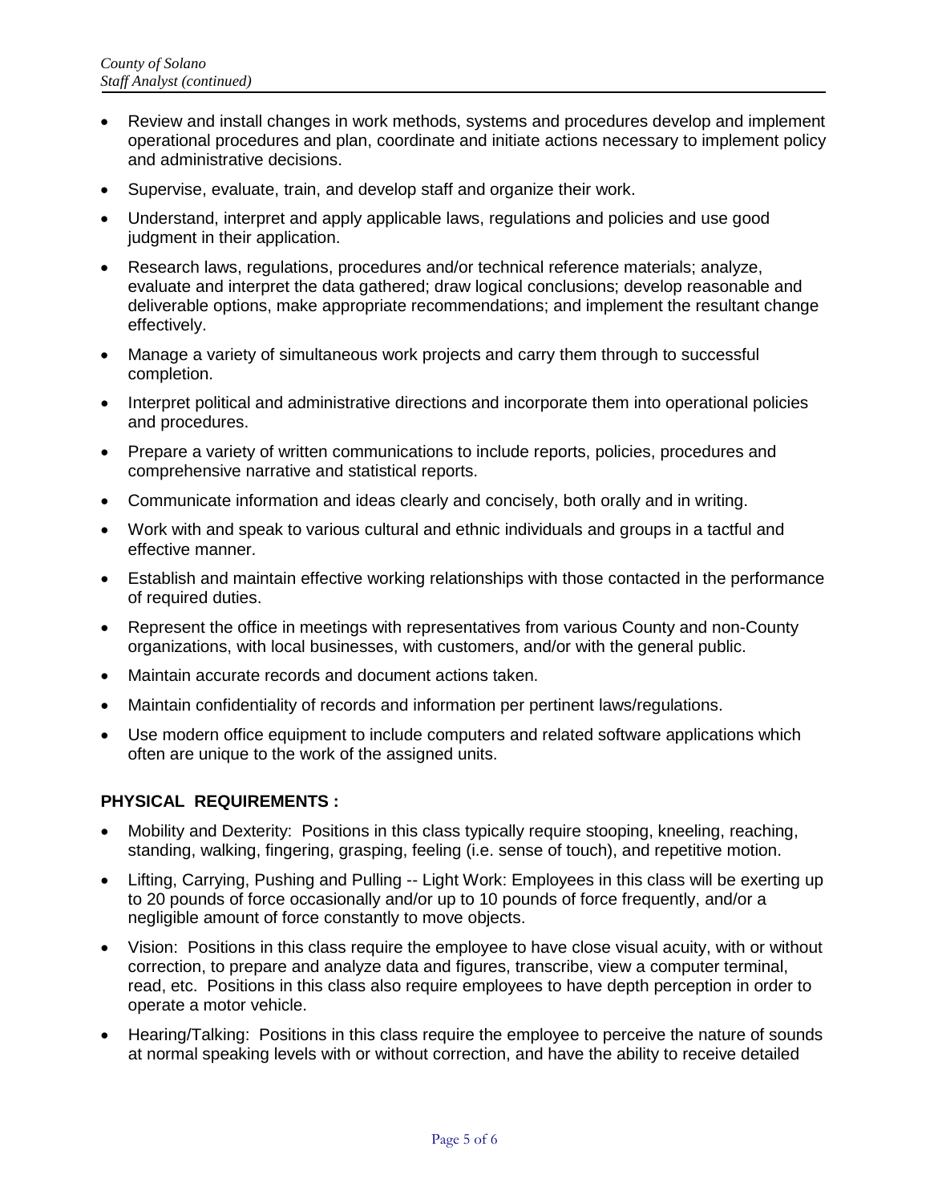- Review and install changes in work methods, systems and procedures develop and implement operational procedures and plan, coordinate and initiate actions necessary to implement policy and administrative decisions.
- Supervise, evaluate, train, and develop staff and organize their work.
- Understand, interpret and apply applicable laws, regulations and policies and use good judgment in their application.
- Research laws, regulations, procedures and/or technical reference materials; analyze, evaluate and interpret the data gathered; draw logical conclusions; develop reasonable and deliverable options, make appropriate recommendations; and implement the resultant change effectively.
- Manage a variety of simultaneous work projects and carry them through to successful completion.
- Interpret political and administrative directions and incorporate them into operational policies and procedures.
- Prepare a variety of written communications to include reports, policies, procedures and comprehensive narrative and statistical reports.
- Communicate information and ideas clearly and concisely, both orally and in writing.
- Work with and speak to various cultural and ethnic individuals and groups in a tactful and effective manner.
- Establish and maintain effective working relationships with those contacted in the performance of required duties.
- Represent the office in meetings with representatives from various County and non-County organizations, with local businesses, with customers, and/or with the general public.
- Maintain accurate records and document actions taken.
- Maintain confidentiality of records and information per pertinent laws/regulations.
- Use modern office equipment to include computers and related software applications which often are unique to the work of the assigned units.

**PHYSICAL REQUIREMENTS :**

- Mobility and Dexterity: Positions in this class typically require stooping, kneeling, reaching, standing, walking, fingering, grasping, feeling (i.e. sense of touch), and repetitive motion.
- Lifting, Carrying, Pushing and Pulling -- Light Work: Employees in this class will be exerting up to 20 pounds of force occasionally and/or up to 10 pounds of force frequently, and/or a negligible amount of force constantly to move objects.
- Vision: Positions in this class require the employee to have close visual acuity, with or without correction, to prepare and analyze data and figures, transcribe, view a computer terminal, read, etc. Positions in this class also require employees to have depth perception in order to operate a motor vehicle.
- Hearing/Talking: Positions in this class require the employee to perceive the nature of sounds at normal speaking levels with or without correction, and have the ability to receive detailed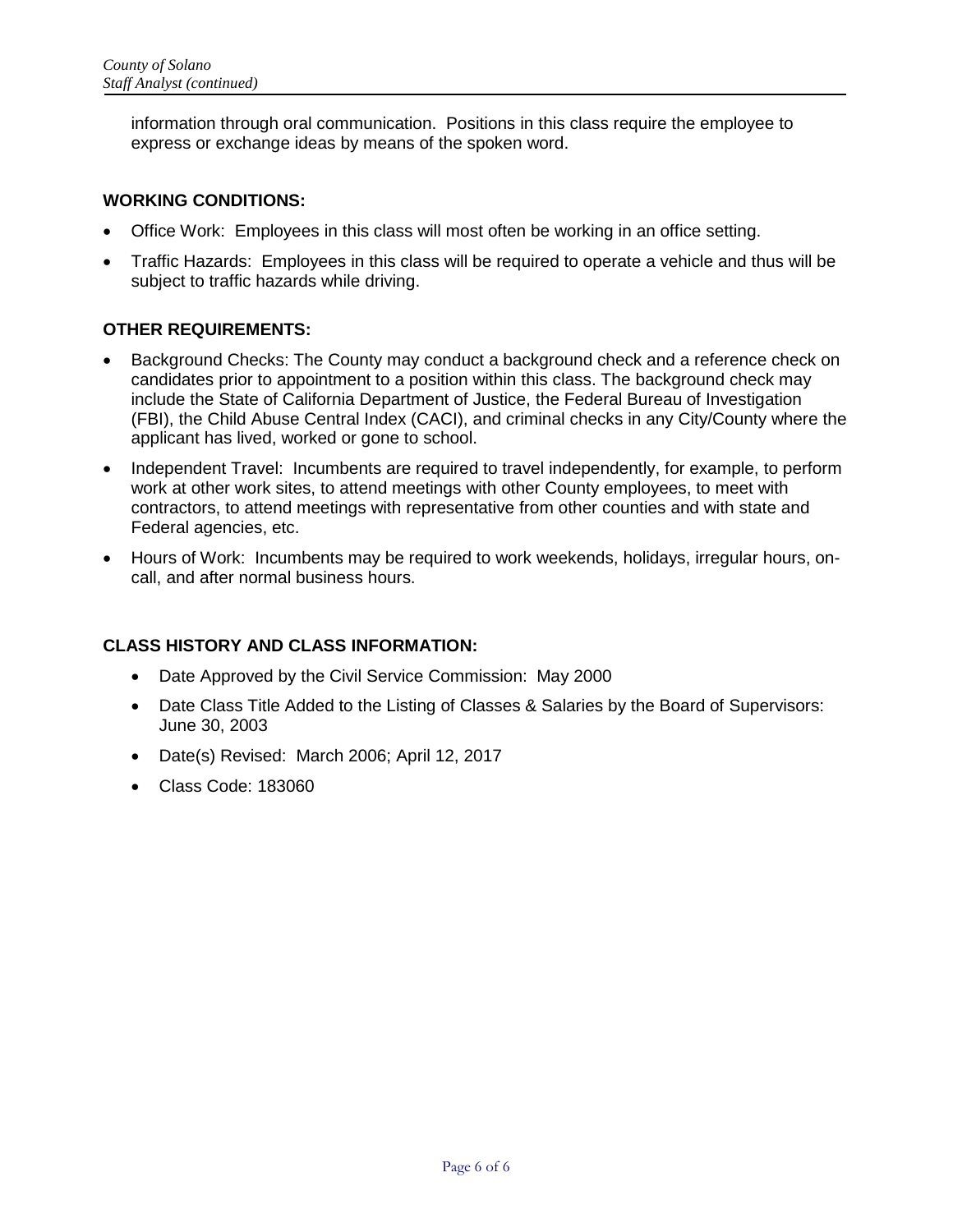information through oral communication. Positions in this class require the employee to express or exchange ideas by means of the spoken word.

**WORKING CONDITIONS:**

- Office Work: Employees in this class will most often be working in an office setting.
- Traffic Hazards: Employees in this class will be required to operate a vehicle and thus will be subject to traffic hazards while driving.

**OTHER REQUIREMENTS:**

- Background Checks: The County may conduct a background check and a reference check on candidates prior to appointment to a position within this class. The background check may include the State of California Department of Justice, the Federal Bureau of Investigation (FBI), the Child Abuse Central Index (CACI), and criminal checks in any City/County where the applicant has lived, worked or gone to school.
- Independent Travel: Incumbents are required to travel independently, for example, to perform work at other work sites, to attend meetings with other County employees, to meet with contractors, to attend meetings with representative from other counties and with state and Federal agencies, etc.
- Hours of Work: Incumbents may be required to work weekends, holidays, irregular hours, on-call, and after normal business hours.

**CLASS HISTORY AND CLASS INFORMATION:**

- Date Approved by the Civil Service Commission: May 2000
- Date Class Title Added to the Listing of Classes & Salaries by the Board of Supervisors: June 30, 2003
- Date(s) Revised: March 2006; April 12, 2017
- Class Code: 183060